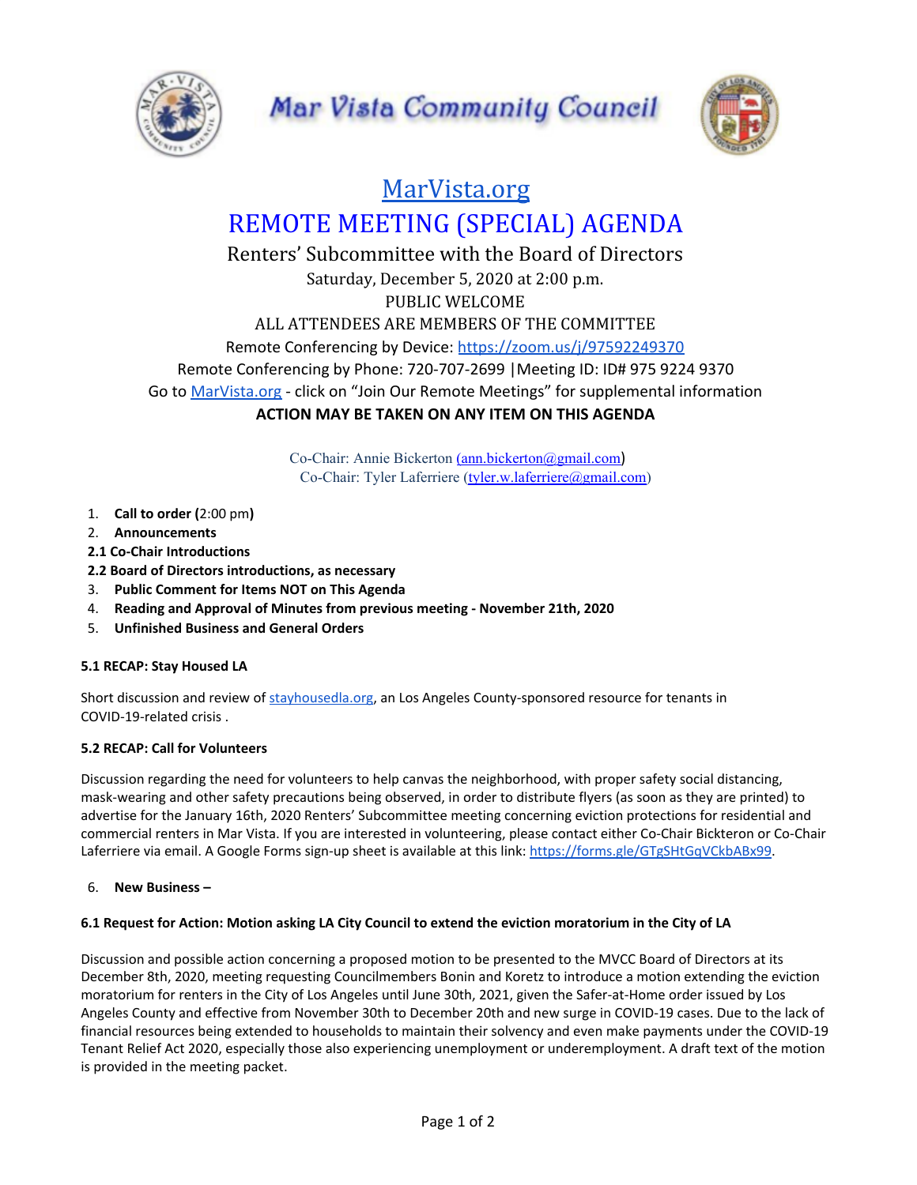# Mar Vista Community Council

MarVista.org

## REMOTE MEETING (SPECIAL) AGENDA

Renters' Subcommittee with the Board of Directors

Saturday, December 5, 2020 at 2:00 p.m.

PUBLIC WELCOME

ALL ATTENDEES ARE MEMBERS OF THE COMMITTEE

Remote Conferencing by Device: https://zoom.us/j/97592249370

Remote Conferencing by Phone: 720-707-2699 |Meeting ID: ID# 975 9224 9370

Go to MarVista.org - click on "Join Our Remote Meetings" for supplemental information

**ACTION MAY BE TAKEN ON ANY ITEM ON THIS AGENDA**

Co-Chair: Annie Bickerton (ann.bickerton@gmail.com)

Co-Chair: Tyler Laferriere (tyler.w.laferriere@gmail.com)

1. **Call to order (**2:00 pm**)**
2. **Announcements**

**2.1 Co-Chair Introductions**

**2.2 Board of Directors introductions, as necessary**

3. **Public Comment for Items NOT on This Agenda**
4. **Reading and Approval of Minutes from previous meeting - November 21th, 2020**
5. **Unfinished Business and General Orders**

**5.1 RECAP: Stay Housed LA**

Short discussion and review of stayhousedla.org, an Los Angeles County-sponsored resource for tenants in COVID-19-related crisis .

**5.2 RECAP: Call for Volunteers**

Discussion regarding the need for volunteers to help canvas the neighborhood, with proper safety social distancing, mask-wearing and other safety precautions being observed, in order to distribute flyers (as soon as they are printed) to advertise for the January 16th, 2020 Renters' Subcommittee meeting concerning eviction protections for residential and commercial renters in Mar Vista. If you are interested in volunteering, please contact either Co-Chair Bickteron or Co-Chair Laferriere via email. A Google Forms sign-up sheet is available at this link: https://forms.gle/GTgSHtGqVCkbABx99.

6. **New Business –**

**6.1 Request for Action: Motion asking LA City Council to extend the eviction moratorium in the City of LA**

Discussion and possible action concerning a proposed motion to be presented to the MVCC Board of Directors at its December 8th, 2020, meeting requesting Councilmembers Bonin and Koretz to introduce a motion extending the eviction moratorium for renters in the City of Los Angeles until June 30th, 2021, given the Safer-at-Home order issued by Los Angeles County and effective from November 30th to December 20th and new surge in COVID-19 cases. Due to the lack of financial resources being extended to households to maintain their solvency and even make payments under the COVID-19 Tenant Relief Act 2020, especially those also experiencing unemployment or underemployment. A draft text of the motion is provided in the meeting packet.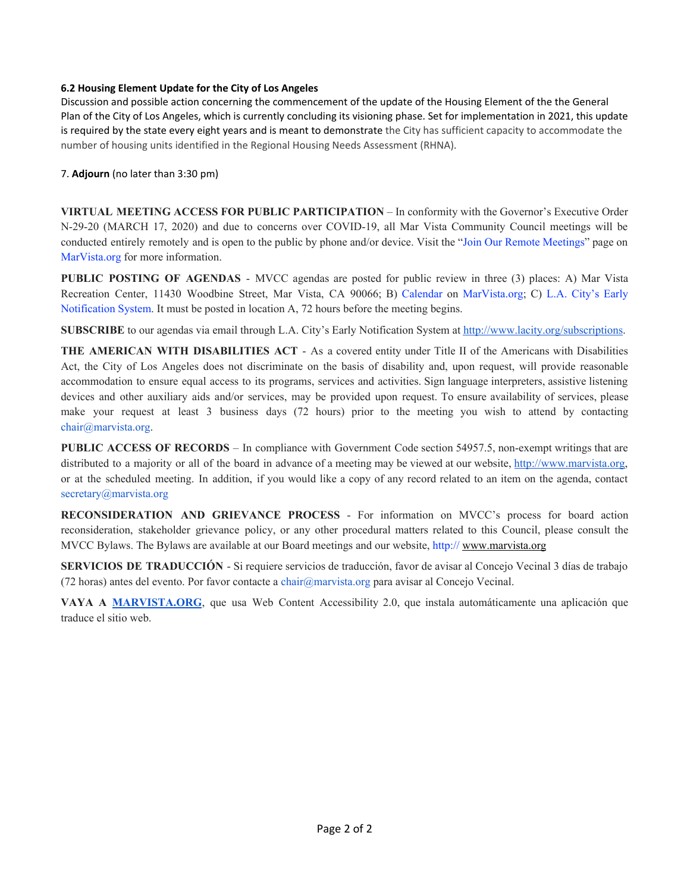**6.2 Housing Element Update for the City of Los Angeles**

Discussion and possible action concerning the commencement of the update of the Housing Element of the the General Plan of the City of Los Angeles, which is currently concluding its visioning phase. Set for implementation in 2021, this update is required by the state every eight years and is meant to demonstrate the City has sufficient capacity to accommodate the number of housing units identified in the Regional Housing Needs Assessment (RHNA).

7. **Adjourn** (no later than 3:30 pm)

**VIRTUAL MEETING ACCESS FOR PUBLIC PARTICIPATION** – In conformity with the Governor's Executive Order N-29-20 (MARCH 17, 2020) and due to concerns over COVID-19, all Mar Vista Community Council meetings will be conducted entirely remotely and is open to the public by phone and/or device. Visit the "Join Our Remote Meetings" page on MarVista.org for more information.

**PUBLIC POSTING OF AGENDAS** - MVCC agendas are posted for public review in three (3) places: A) Mar Vista Recreation Center, 11430 Woodbine Street, Mar Vista, CA 90066; B) Calendar on MarVista.org; C) L.A. City's Early Notification System. It must be posted in location A, 72 hours before the meeting begins.

**SUBSCRIBE** to our agendas via email through L.A. City's Early Notification System at http://www.lacity.org/subscriptions.

**THE AMERICAN WITH DISABILITIES ACT** - As a covered entity under Title II of the Americans with Disabilities Act, the City of Los Angeles does not discriminate on the basis of disability and, upon request, will provide reasonable accommodation to ensure equal access to its programs, services and activities. Sign language interpreters, assistive listening devices and other auxiliary aids and/or services, may be provided upon request. To ensure availability of services, please make your request at least 3 business days (72 hours) prior to the meeting you wish to attend by contacting chair@marvista.org.

**PUBLIC ACCESS OF RECORDS** – In compliance with Government Code section 54957.5, non-exempt writings that are distributed to a majority or all of the board in advance of a meeting may be viewed at our website, http://www.marvista.org, or at the scheduled meeting. In addition, if you would like a copy of any record related to an item on the agenda, contact secretary@marvista.org

**RECONSIDERATION AND GRIEVANCE PROCESS** - For information on MVCC's process for board action reconsideration, stakeholder grievance policy, or any other procedural matters related to this Council, please consult the MVCC Bylaws. The Bylaws are available at our Board meetings and our website, http:// www.marvista.org

**SERVICIOS DE TRADUCCIÓN** - Si requiere servicios de traducción, favor de avisar al Concejo Vecinal 3 días de trabajo (72 horas) antes del evento. Por favor contacte a chair@marvista.org para avisar al Concejo Vecinal.

**VAYA A MARVISTA.ORG**, que usa Web Content Accessibility 2.0, que instala automáticamente una aplicación que traduce el sitio web.